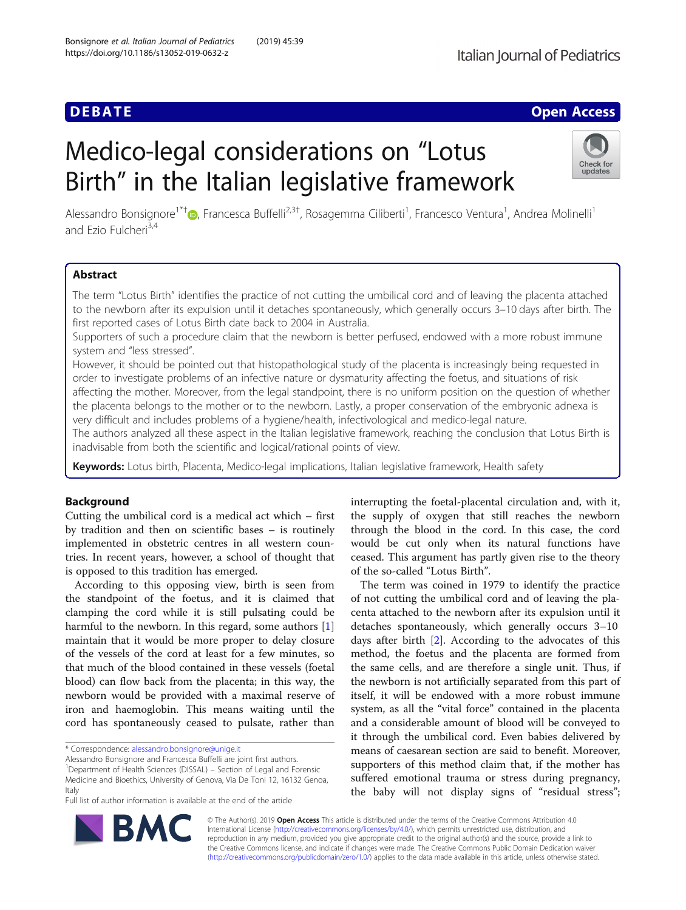DEBATE

Open Access

# Medico-legal considerations on "Lotus Birth" in the Italian legislative framework

Alessandro Bonsignore[1*†], Francesca Buffelli[2,3†], Rosagemma Ciliberti[1], Francesco Ventura[1], Andrea Molinelli[1] and Ezio Fulcheri[3,4]

## Abstract

The term "Lotus Birth" identifies the practice of not cutting the umbilical cord and of leaving the placenta attached to the newborn after its expulsion until it detaches spontaneously, which generally occurs 3–10 days after birth. The first reported cases of Lotus Birth date back to 2004 in Australia.

Supporters of such a procedure claim that the newborn is better perfused, endowed with a more robust immune system and "less stressed".

However, it should be pointed out that histopathological study of the placenta is increasingly being requested in order to investigate problems of an infective nature or dysmaturity affecting the foetus, and situations of risk affecting the mother. Moreover, from the legal standpoint, there is no uniform position on the question of whether the placenta belongs to the mother or to the newborn. Lastly, a proper conservation of the embryonic adnexa is very difficult and includes problems of a hygiene/health, infectivological and medico-legal nature.

The authors analyzed all these aspect in the Italian legislative framework, reaching the conclusion that Lotus Birth is inadvisable from both the scientific and logical/rational points of view.

**Keywords:** Lotus birth, Placenta, Medico-legal implications, Italian legislative framework, Health safety

## Background

Cutting the umbilical cord is a medical act which – first by tradition and then on scientific bases – is routinely implemented in obstetric centres in all western countries. In recent years, however, a school of thought that is opposed to this tradition has emerged.

According to this opposing view, birth is seen from the standpoint of the foetus, and it is claimed that clamping the cord while it is still pulsating could be harmful to the newborn. In this regard, some authors [1] maintain that it would be more proper to delay closure of the vessels of the cord at least for a few minutes, so that much of the blood contained in these vessels (foetal blood) can flow back from the placenta; in this way, the newborn would be provided with a maximal reserve of iron and haemoglobin. This means waiting until the cord has spontaneously ceased to pulsate, rather than interrupting the foetal-placental circulation and, with it, the supply of oxygen that still reaches the newborn through the blood in the cord. In this case, the cord would be cut only when its natural functions have ceased. This argument has partly given rise to the theory of the so-called "Lotus Birth".

The term was coined in 1979 to identify the practice of not cutting the umbilical cord and of leaving the placenta attached to the newborn after its expulsion until it detaches spontaneously, which generally occurs 3–10 days after birth [2]. According to the advocates of this method, the foetus and the placenta are formed from the same cells, and are therefore a single unit. Thus, if the newborn is not artificially separated from this part of itself, it will be endowed with a more robust immune system, as all the "vital force" contained in the placenta and a considerable amount of blood will be conveyed to it through the umbilical cord. Even babies delivered by means of caesarean section are said to benefit. Moreover, supporters of this method claim that, if the mother has suffered emotional trauma or stress during pregnancy, the baby will not display signs of "residual stress";

* Correspondence: alessandro.bonsignore@unige.it
Alessandro Bonsignore and Francesca Buffelli are joint first authors.
[1] Department of Health Sciences (DISSAL) – Section of Legal and Forensic Medicine and Bioethics, University of Genova, Via De Toni 12, 16132 Genoa, Italy
Full list of author information is available at the end of the article

© The Author(s). 2019 **Open Access** This article is distributed under the terms of the Creative Commons Attribution 4.0 International License (http://creativecommons.org/licenses/by/4.0/), which permits unrestricted use, distribution, and reproduction in any medium, provided you give appropriate credit to the original author(s) and the source, provide a link to the Creative Commons license, and indicate if changes were made. The Creative Commons Public Domain Dedication waiver (http://creativecommons.org/publicdomain/zero/1.0/) applies to the data made available in this article, unless otherwise stated.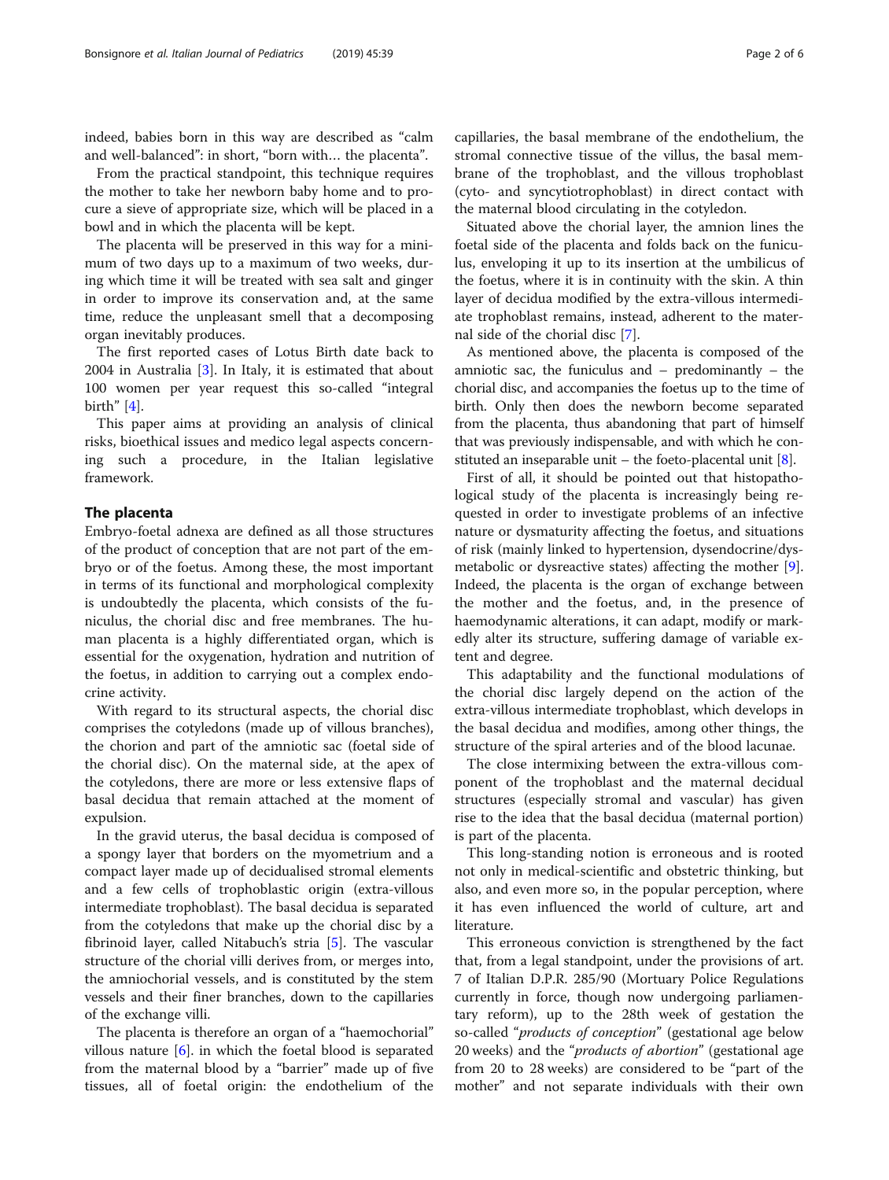indeed, babies born in this way are described as "calm and well-balanced": in short, "born with… the placenta".

From the practical standpoint, this technique requires the mother to take her newborn baby home and to procure a sieve of appropriate size, which will be placed in a bowl and in which the placenta will be kept.

The placenta will be preserved in this way for a minimum of two days up to a maximum of two weeks, during which time it will be treated with sea salt and ginger in order to improve its conservation and, at the same time, reduce the unpleasant smell that a decomposing organ inevitably produces.

The first reported cases of Lotus Birth date back to 2004 in Australia [3]. In Italy, it is estimated that about 100 women per year request this so-called "integral birth" [4].

This paper aims at providing an analysis of clinical risks, bioethical issues and medico legal aspects concerning such a procedure, in the Italian legislative framework.

## The placenta

Embryo-foetal adnexa are defined as all those structures of the product of conception that are not part of the embryo or of the foetus. Among these, the most important in terms of its functional and morphological complexity is undoubtedly the placenta, which consists of the funiculus, the chorial disc and free membranes. The human placenta is a highly differentiated organ, which is essential for the oxygenation, hydration and nutrition of the foetus, in addition to carrying out a complex endocrine activity.

With regard to its structural aspects, the chorial disc comprises the cotyledons (made up of villous branches), the chorion and part of the amniotic sac (foetal side of the chorial disc). On the maternal side, at the apex of the cotyledons, there are more or less extensive flaps of basal decidua that remain attached at the moment of expulsion.

In the gravid uterus, the basal decidua is composed of a spongy layer that borders on the myometrium and a compact layer made up of decidualised stromal elements and a few cells of trophoblastic origin (extra-villous intermediate trophoblast). The basal decidua is separated from the cotyledons that make up the chorial disc by a fibrinoid layer, called Nitabuch's stria [5]. The vascular structure of the chorial villi derives from, or merges into, the amniochorial vessels, and is constituted by the stem vessels and their finer branches, down to the capillaries of the exchange villi.

The placenta is therefore an organ of a "haemochorial" villous nature [6]. in which the foetal blood is separated from the maternal blood by a "barrier" made up of five tissues, all of foetal origin: the endothelium of the capillaries, the basal membrane of the endothelium, the stromal connective tissue of the villus, the basal membrane of the trophoblast, and the villous trophoblast (cyto- and syncytiotrophoblast) in direct contact with the maternal blood circulating in the cotyledon.

Situated above the chorial layer, the amnion lines the foetal side of the placenta and folds back on the funiculus, enveloping it up to its insertion at the umbilicus of the foetus, where it is in continuity with the skin. A thin layer of decidua modified by the extra-villous intermediate trophoblast remains, instead, adherent to the maternal side of the chorial disc [7].

As mentioned above, the placenta is composed of the amniotic sac, the funiculus and – predominantly – the chorial disc, and accompanies the foetus up to the time of birth. Only then does the newborn become separated from the placenta, thus abandoning that part of himself that was previously indispensable, and with which he constituted an inseparable unit – the foeto-placental unit [8].

First of all, it should be pointed out that histopathological study of the placenta is increasingly being requested in order to investigate problems of an infective nature or dysmaturity affecting the foetus, and situations of risk (mainly linked to hypertension, dysendocrine/dysmetabolic or dysreactive states) affecting the mother [9]. Indeed, the placenta is the organ of exchange between the mother and the foetus, and, in the presence of haemodynamic alterations, it can adapt, modify or markedly alter its structure, suffering damage of variable extent and degree.

This adaptability and the functional modulations of the chorial disc largely depend on the action of the extra-villous intermediate trophoblast, which develops in the basal decidua and modifies, among other things, the structure of the spiral arteries and of the blood lacunae.

The close intermixing between the extra-villous component of the trophoblast and the maternal decidual structures (especially stromal and vascular) has given rise to the idea that the basal decidua (maternal portion) is part of the placenta.

This long-standing notion is erroneous and is rooted not only in medical-scientific and obstetric thinking, but also, and even more so, in the popular perception, where it has even influenced the world of culture, art and literature.

This erroneous conviction is strengthened by the fact that, from a legal standpoint, under the provisions of art. 7 of Italian D.P.R. 285/90 (Mortuary Police Regulations currently in force, though now undergoing parliamentary reform), up to the 28th week of gestation the so-called "*products of conception*" (gestational age below 20 weeks) and the "*products of abortion*" (gestational age from 20 to 28 weeks) are considered to be "part of the mother" and not separate individuals with their own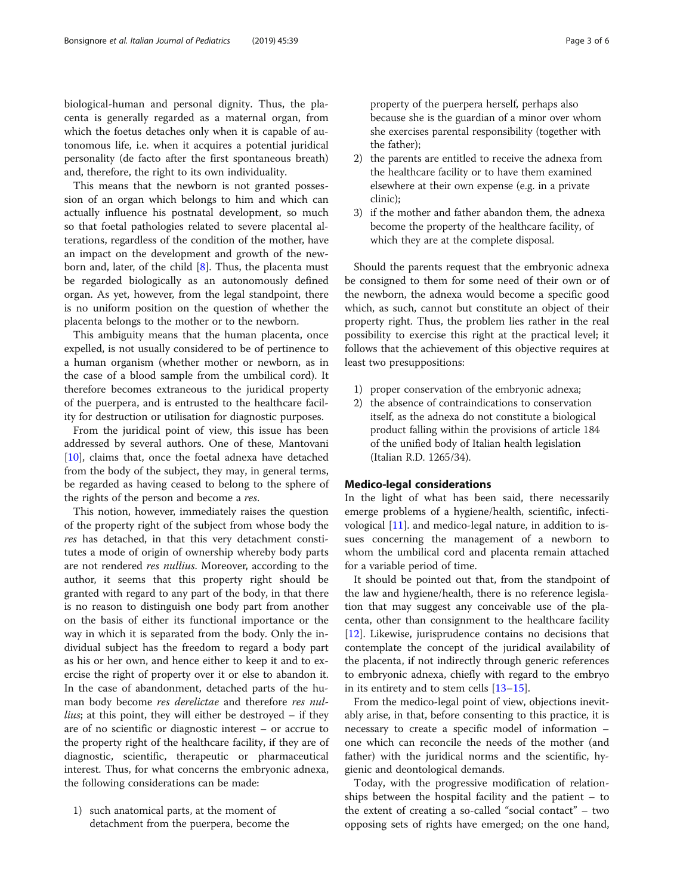biological-human and personal dignity. Thus, the placenta is generally regarded as a maternal organ, from which the foetus detaches only when it is capable of autonomous life, i.e. when it acquires a potential juridical personality (de facto after the first spontaneous breath) and, therefore, the right to its own individuality.

This means that the newborn is not granted possession of an organ which belongs to him and which can actually influence his postnatal development, so much so that foetal pathologies related to severe placental alterations, regardless of the condition of the mother, have an impact on the development and growth of the newborn and, later, of the child [8]. Thus, the placenta must be regarded biologically as an autonomously defined organ. As yet, however, from the legal standpoint, there is no uniform position on the question of whether the placenta belongs to the mother or to the newborn.

This ambiguity means that the human placenta, once expelled, is not usually considered to be of pertinence to a human organism (whether mother or newborn, as in the case of a blood sample from the umbilical cord). It therefore becomes extraneous to the juridical property of the puerpera, and is entrusted to the healthcare facility for destruction or utilisation for diagnostic purposes.

From the juridical point of view, this issue has been addressed by several authors. One of these, Mantovani [10], claims that, once the foetal adnexa have detached from the body of the subject, they may, in general terms, be regarded as having ceased to belong to the sphere of the rights of the person and become a *res*.

This notion, however, immediately raises the question of the property right of the subject from whose body the *res* has detached, in that this very detachment constitutes a mode of origin of ownership whereby body parts are not rendered *res nullius*. Moreover, according to the author, it seems that this property right should be granted with regard to any part of the body, in that there is no reason to distinguish one body part from another on the basis of either its functional importance or the way in which it is separated from the body. Only the individual subject has the freedom to regard a body part as his or her own, and hence either to keep it and to exercise the right of property over it or else to abandon it. In the case of abandonment, detached parts of the human body become *res derelictae* and therefore *res nullius*; at this point, they will either be destroyed – if they are of no scientific or diagnostic interest – or accrue to the property right of the healthcare facility, if they are of diagnostic, scientific, therapeutic or pharmaceutical interest. Thus, for what concerns the embryonic adnexa, the following considerations can be made:

1) such anatomical parts, at the moment of detachment from the puerpera, become the property of the puerpera herself, perhaps also because she is the guardian of a minor over whom she exercises parental responsibility (together with the father);
2) the parents are entitled to receive the adnexa from the healthcare facility or to have them examined elsewhere at their own expense (e.g. in a private clinic);
3) if the mother and father abandon them, the adnexa become the property of the healthcare facility, of which they are at the complete disposal.

Should the parents request that the embryonic adnexa be consigned to them for some need of their own or of the newborn, the adnexa would become a specific good which, as such, cannot but constitute an object of their property right. Thus, the problem lies rather in the real possibility to exercise this right at the practical level; it follows that the achievement of this objective requires at least two presuppositions:

1) proper conservation of the embryonic adnexa;
2) the absence of contraindications to conservation itself, as the adnexa do not constitute a biological product falling within the provisions of article 184 of the unified body of Italian health legislation (Italian R.D. 1265/34).

## Medico-legal considerations

In the light of what has been said, there necessarily emerge problems of a hygiene/health, scientific, infectivological [11]. and medico-legal nature, in addition to issues concerning the management of a newborn to whom the umbilical cord and placenta remain attached for a variable period of time.

It should be pointed out that, from the standpoint of the law and hygiene/health, there is no reference legislation that may suggest any conceivable use of the placenta, other than consignment to the healthcare facility [12]. Likewise, jurisprudence contains no decisions that contemplate the concept of the juridical availability of the placenta, if not indirectly through generic references to embryonic adnexa, chiefly with regard to the embryo in its entirety and to stem cells [13–15].

From the medico-legal point of view, objections inevitably arise, in that, before consenting to this practice, it is necessary to create a specific model of information – one which can reconcile the needs of the mother (and father) with the juridical norms and the scientific, hygienic and deontological demands.

Today, with the progressive modification of relationships between the hospital facility and the patient – to the extent of creating a so-called "social contact" – two opposing sets of rights have emerged; on the one hand,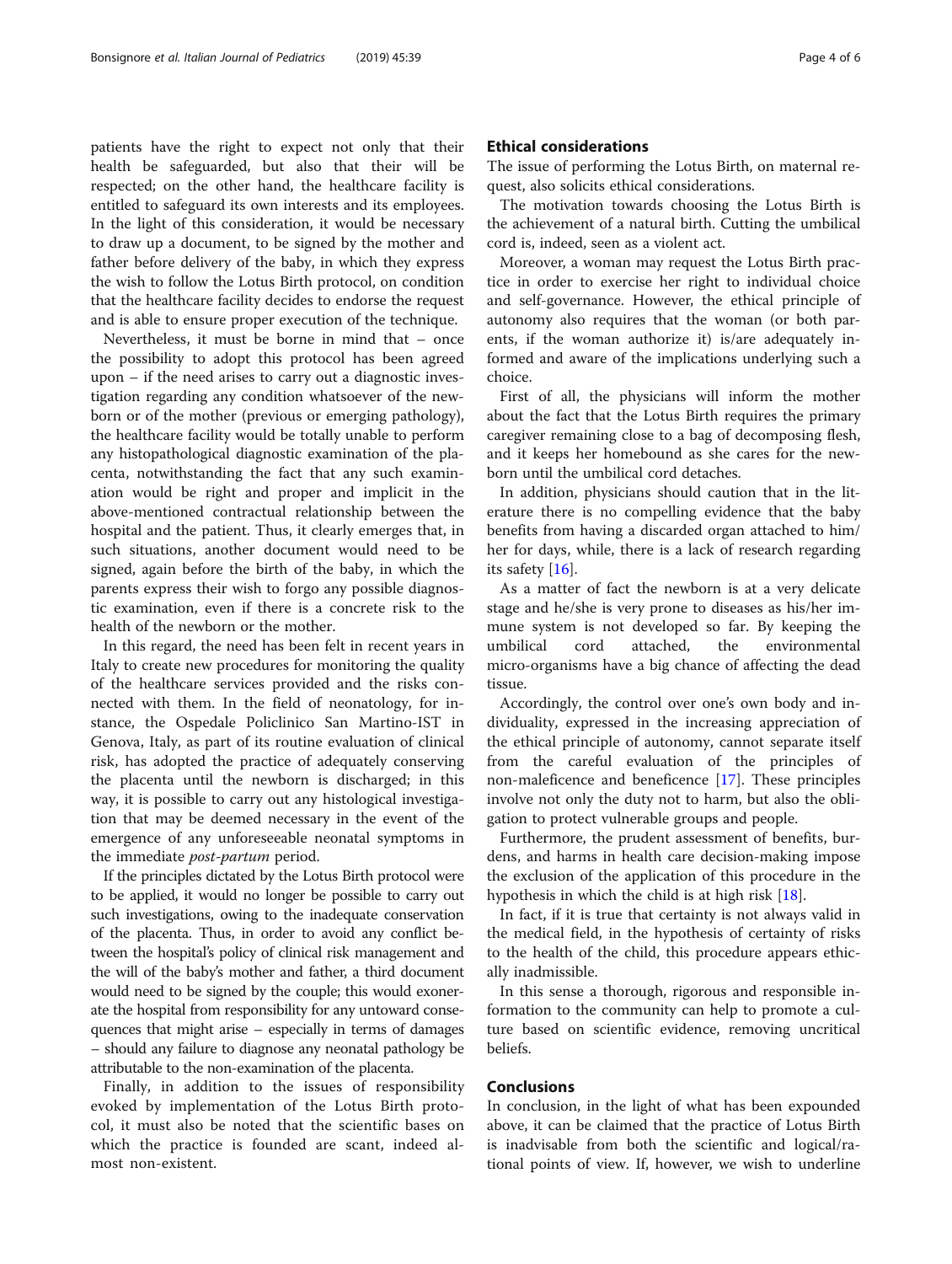patients have the right to expect not only that their health be safeguarded, but also that their will be respected; on the other hand, the healthcare facility is entitled to safeguard its own interests and its employees. In the light of this consideration, it would be necessary to draw up a document, to be signed by the mother and father before delivery of the baby, in which they express the wish to follow the Lotus Birth protocol, on condition that the healthcare facility decides to endorse the request and is able to ensure proper execution of the technique.

Nevertheless, it must be borne in mind that – once the possibility to adopt this protocol has been agreed upon – if the need arises to carry out a diagnostic investigation regarding any condition whatsoever of the newborn or of the mother (previous or emerging pathology), the healthcare facility would be totally unable to perform any histopathological diagnostic examination of the placenta, notwithstanding the fact that any such examination would be right and proper and implicit in the above-mentioned contractual relationship between the hospital and the patient. Thus, it clearly emerges that, in such situations, another document would need to be signed, again before the birth of the baby, in which the parents express their wish to forgo any possible diagnostic examination, even if there is a concrete risk to the health of the newborn or the mother.

In this regard, the need has been felt in recent years in Italy to create new procedures for monitoring the quality of the healthcare services provided and the risks connected with them. In the field of neonatology, for instance, the Ospedale Policlinico San Martino-IST in Genova, Italy, as part of its routine evaluation of clinical risk, has adopted the practice of adequately conserving the placenta until the newborn is discharged; in this way, it is possible to carry out any histological investigation that may be deemed necessary in the event of the emergence of any unforeseeable neonatal symptoms in the immediate *post-partum* period.

If the principles dictated by the Lotus Birth protocol were to be applied, it would no longer be possible to carry out such investigations, owing to the inadequate conservation of the placenta. Thus, in order to avoid any conflict between the hospital's policy of clinical risk management and the will of the baby's mother and father, a third document would need to be signed by the couple; this would exonerate the hospital from responsibility for any untoward consequences that might arise – especially in terms of damages – should any failure to diagnose any neonatal pathology be attributable to the non-examination of the placenta.

Finally, in addition to the issues of responsibility evoked by implementation of the Lotus Birth protocol, it must also be noted that the scientific bases on which the practice is founded are scant, indeed almost non-existent.

## Ethical considerations

The issue of performing the Lotus Birth, on maternal request, also solicits ethical considerations.

The motivation towards choosing the Lotus Birth is the achievement of a natural birth. Cutting the umbilical cord is, indeed, seen as a violent act.

Moreover, a woman may request the Lotus Birth practice in order to exercise her right to individual choice and self-governance. However, the ethical principle of autonomy also requires that the woman (or both parents, if the woman authorize it) is/are adequately informed and aware of the implications underlying such a choice.

First of all, the physicians will inform the mother about the fact that the Lotus Birth requires the primary caregiver remaining close to a bag of decomposing flesh, and it keeps her homebound as she cares for the newborn until the umbilical cord detaches.

In addition, physicians should caution that in the literature there is no compelling evidence that the baby benefits from having a discarded organ attached to him/her for days, while, there is a lack of research regarding its safety [16].

As a matter of fact the newborn is at a very delicate stage and he/she is very prone to diseases as his/her immune system is not developed so far. By keeping the umbilical cord attached, the environmental micro-organisms have a big chance of affecting the dead tissue.

Accordingly, the control over one's own body and individuality, expressed in the increasing appreciation of the ethical principle of autonomy, cannot separate itself from the careful evaluation of the principles of non-maleficence and beneficence [17]. These principles involve not only the duty not to harm, but also the obligation to protect vulnerable groups and people.

Furthermore, the prudent assessment of benefits, burdens, and harms in health care decision-making impose the exclusion of the application of this procedure in the hypothesis in which the child is at high risk [18].

In fact, if it is true that certainty is not always valid in the medical field, in the hypothesis of certainty of risks to the health of the child, this procedure appears ethically inadmissible.

In this sense a thorough, rigorous and responsible information to the community can help to promote a culture based on scientific evidence, removing uncritical beliefs.

## Conclusions

In conclusion, in the light of what has been expounded above, it can be claimed that the practice of Lotus Birth is inadvisable from both the scientific and logical/rational points of view. If, however, we wish to underline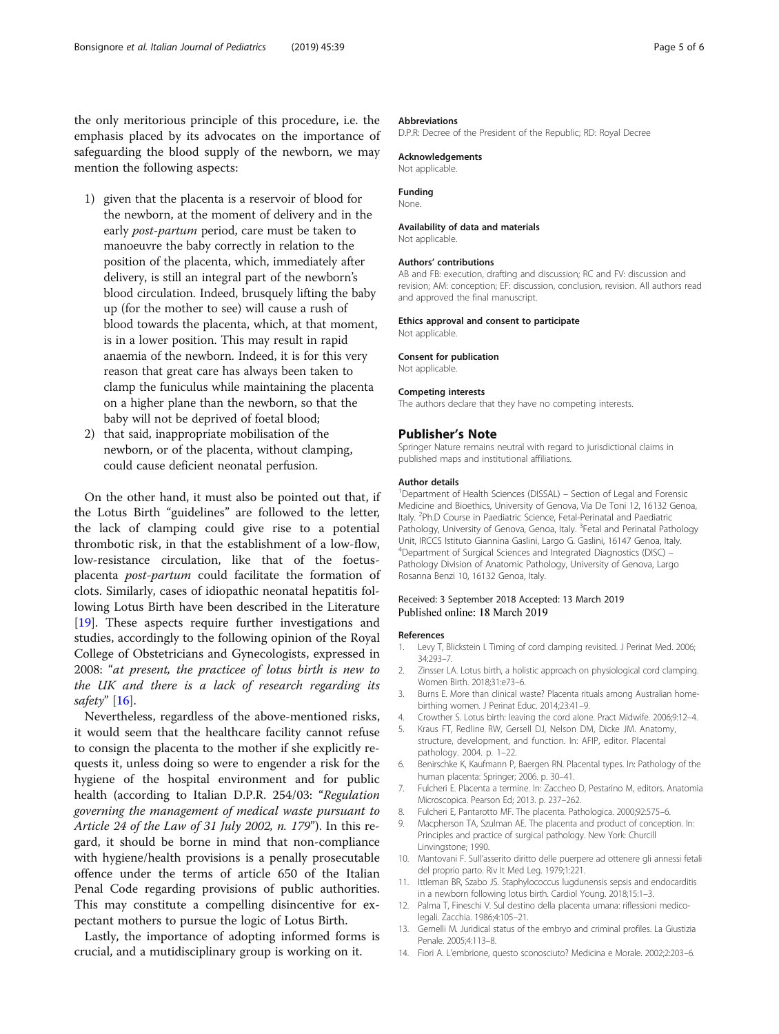the only meritorious principle of this procedure, i.e. the emphasis placed by its advocates on the importance of safeguarding the blood supply of the newborn, we may mention the following aspects:

1) given that the placenta is a reservoir of blood for the newborn, at the moment of delivery and in the early *post-partum* period, care must be taken to manoeuvre the baby correctly in relation to the position of the placenta, which, immediately after delivery, is still an integral part of the newborn's blood circulation. Indeed, brusquely lifting the baby up (for the mother to see) will cause a rush of blood towards the placenta, which, at that moment, is in a lower position. This may result in rapid anaemia of the newborn. Indeed, it is for this very reason that great care has always been taken to clamp the funiculus while maintaining the placenta on a higher plane than the newborn, so that the baby will not be deprived of foetal blood;
2) that said, inappropriate mobilisation of the newborn, or of the placenta, without clamping, could cause deficient neonatal perfusion.

On the other hand, it must also be pointed out that, if the Lotus Birth "guidelines" are followed to the letter, the lack of clamping could give rise to a potential thrombotic risk, in that the establishment of a low-flow, low-resistance circulation, like that of the foetus-placenta *post-partum* could facilitate the formation of clots. Similarly, cases of idiopathic neonatal hepatitis following Lotus Birth have been described in the Literature [19]. These aspects require further investigations and studies, accordingly to the following opinion of the Royal College of Obstetricians and Gynecologists, expressed in 2008: "*at present, the practicee of lotus birth is new to the UK and there is a lack of research regarding its safety*" [16].

Nevertheless, regardless of the above-mentioned risks, it would seem that the healthcare facility cannot refuse to consign the placenta to the mother if she explicitly requests it, unless doing so were to engender a risk for the hygiene of the hospital environment and for public health (according to Italian D.P.R. 254/03: "*Regulation governing the management of medical waste pursuant to Article 24 of the Law of 31 July 2002, n. 179*"). In this regard, it should be borne in mind that non-compliance with hygiene/health provisions is a penally prosecutable offence under the terms of article 650 of the Italian Penal Code regarding provisions of public authorities. This may constitute a compelling disincentive for expectant mothers to pursue the logic of Lotus Birth.

Lastly, the importance of adopting informed forms is crucial, and a mutidisciplinary group is working on it.

#### Abbreviations
D.P.R: Decree of the President of the Republic; RD: Royal Decree

#### Acknowledgements
Not applicable.

#### Funding
None.

#### Availability of data and materials
Not applicable.

#### Authors' contributions
AB and FB: execution, drafting and discussion; RC and FV: discussion and revision; AM: conception; EF: discussion, conclusion, revision. All authors read and approved the final manuscript.

#### Ethics approval and consent to participate
Not applicable.

#### Consent for publication
Not applicable.

#### Competing interests
The authors declare that they have no competing interests.

## Publisher's Note
Springer Nature remains neutral with regard to jurisdictional claims in published maps and institutional affiliations.

#### Author details
[1]Department of Health Sciences (DISSAL) – Section of Legal and Forensic Medicine and Bioethics, University of Genova, Via De Toni 12, 16132 Genoa, Italy. [2]Ph.D Course in Paediatric Science, Fetal-Perinatal and Paediatric Pathology, University of Genova, Genoa, Italy. [3]Fetal and Perinatal Pathology Unit, IRCCS Istituto Giannina Gaslini, Largo G. Gaslini, 16147 Genoa, Italy. [4]Department of Surgical Sciences and Integrated Diagnostics (DISC) – Pathology Division of Anatomic Pathology, University of Genova, Largo Rosanna Benzi 10, 16132 Genoa, Italy.

Received: 3 September 2018 Accepted: 13 March 2019
Published online: 18 March 2019

#### References
1. Levy T, Blickstein I. Timing of cord clamping revisited. J Perinat Med. 2006; 34:293–7.
2. Zinsser LA. Lotus birth, a holistic approach on physiological cord clamping. Women Birth. 2018;31:e73–6.
3. Burns E. More than clinical waste? Placenta rituals among Australian home-birthing women. J Perinat Educ. 2014;23:41–9.
4. Crowther S. Lotus birth: leaving the cord alone. Pract Midwife. 2006;9:12–4.
5. Kraus FT, Redline RW, Gersell DJ, Nelson DM, Dicke JM. Anatomy, structure, development, and function. In: AFIP, editor. Placental pathology. 2004. p. 1–22.
6. Benirschke K, Kaufmann P, Baergen RN. Placental types. In: Pathology of the human placenta: Springer; 2006. p. 30–41.
7. Fulcheri E. Placenta a termine. In: Zaccheo D, Pestarino M, editors. Anatomia Microscopica. Pearson Ed; 2013. p. 237–262.
8. Fulcheri E, Pantarotto MF. The placenta. Pathologica. 2000;92:575–6.
9. Macpherson TA, Szulman AE. The placenta and product of conception. In: Principles and practice of surgical pathology. New York: Churcill Linvingstone; 1990.
10. Mantovani F. Sull'asserito diritto delle puerpere ad ottenere gli annessi fetali del proprio parto. Riv It Med Leg. 1979;1:221.
11. Ittleman BR, Szabo JS. Staphylococcus lugdunensis sepsis and endocarditis in a newborn following lotus birth. Cardiol Young. 2018;15:1–3.
12. Palma T, Fineschi V. Sul destino della placenta umana: riflessioni medico-legali. Zacchia. 1986;4:105–21.
13. Gemelli M. Juridical status of the embryo and criminal profiles. La Giustizia Penale. 2005;4:113–8.
14. Fiori A. L'embrione, questo sconosciuto? Medicina e Morale. 2002;2:203–6.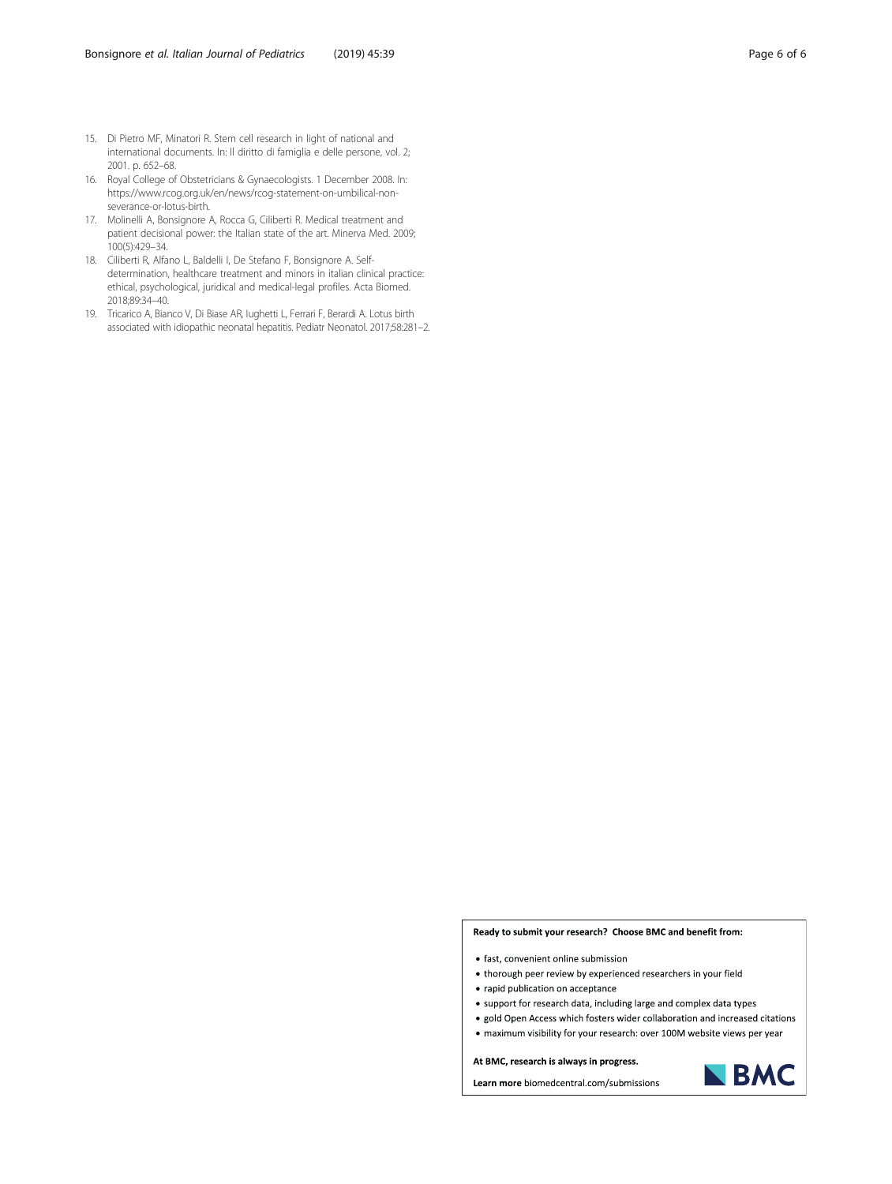15. Di Pietro MF, Minatori R. Stem cell research in light of national and international documents. In: Il diritto di famiglia e delle persone, vol. 2; 2001. p. 652–68.
16. Royal College of Obstetricians & Gynaecologists. 1 December 2008. In: https://www.rcog.org.uk/en/news/rcog-statement-on-umbilical-non-severance-or-lotus-birth.
17. Molinelli A, Bonsignore A, Rocca G, Ciliberti R. Medical treatment and patient decisional power: the Italian state of the art. Minerva Med. 2009; 100(5):429–34.
18. Ciliberti R, Alfano L, Baldelli I, De Stefano F, Bonsignore A. Self-determination, healthcare treatment and minors in italian clinical practice: ethical, psychological, juridical and medical-legal profiles. Acta Biomed. 2018;89:34–40.
19. Tricarico A, Bianco V, Di Biase AR, Iughetti L, Ferrari F, Berardi A. Lotus birth associated with idiopathic neonatal hepatitis. Pediatr Neonatol. 2017;58:281–2.

**Ready to submit your research? Choose BMC and benefit from:**

- fast, convenient online submission
- thorough peer review by experienced researchers in your field
- rapid publication on acceptance
- support for research data, including large and complex data types
- gold Open Access which fosters wider collaboration and increased citations
- maximum visibility for your research: over 100M website views per year

**At BMC, research is always in progress.**

**Learn more** biomedcentral.com/submissions

BMC